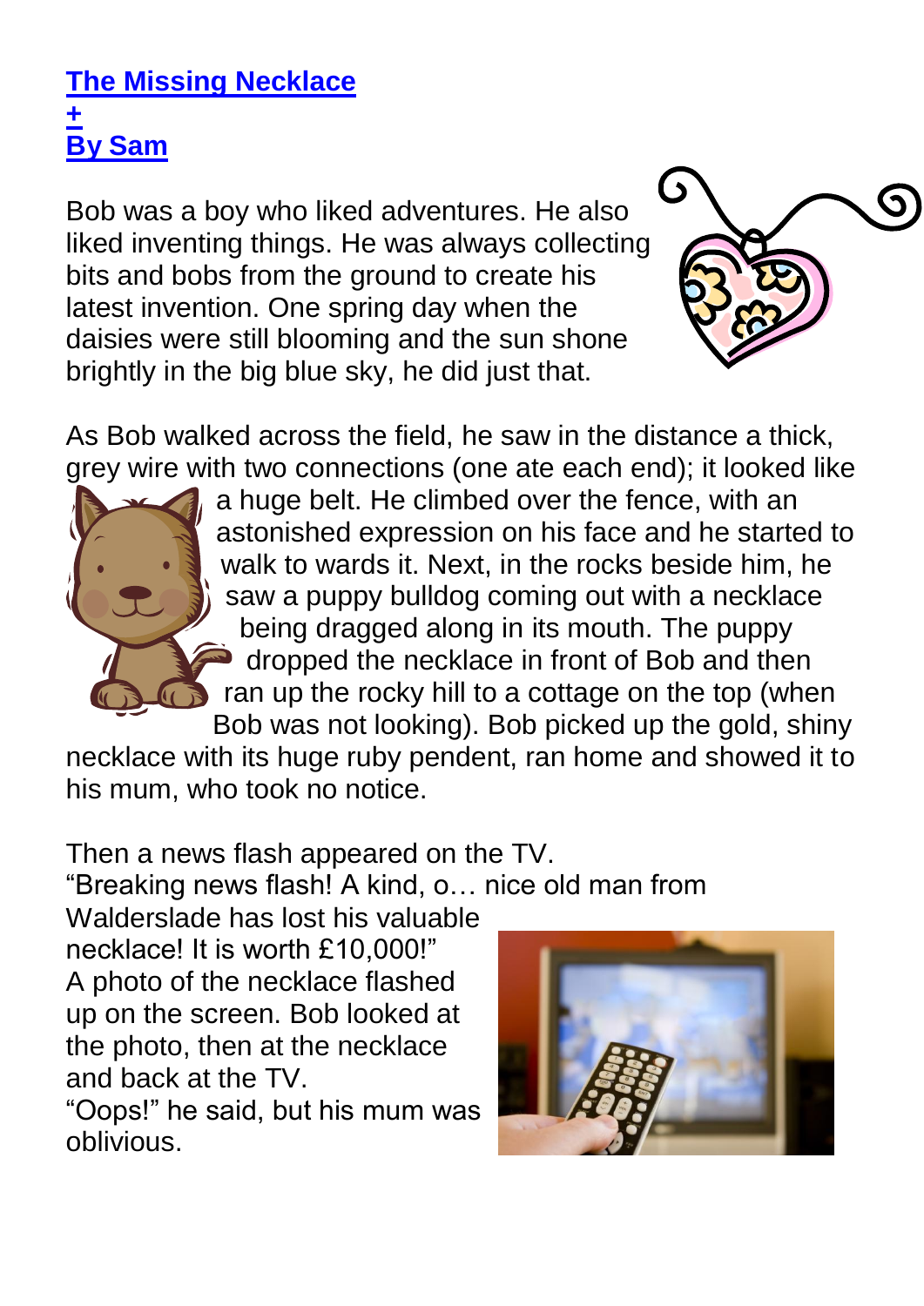# The Missing Necklace
+
By Sam

Bob was a boy who liked adventures. He also liked inventing things. He was always collecting bits and bobs from the ground to create his latest invention. One spring day when the daisies were still blooming and the sun shone brightly in the big blue sky, he did just that.

As Bob walked across the field, he saw in the distance a thick, grey wire with two connections (one ate each end); it looked like a huge belt. He climbed over the fence, with an astonished expression on his face and he started to walk to wards it. Next, in the rocks beside him, he saw a puppy bulldog coming out with a necklace being dragged along in its mouth. The puppy dropped the necklace in front of Bob and then ran up the rocky hill to a cottage on the top (when Bob was not looking). Bob picked up the gold, shiny necklace with its huge ruby pendent, ran home and showed it to his mum, who took no notice.

Then a news flash appeared on the TV.
"Breaking news flash! A kind, o… nice old man from Walderslade has lost his valuable necklace! It is worth £10,000!"
A photo of the necklace flashed up on the screen. Bob looked at the photo, then at the necklace and back at the TV.
"Oops!" he said, but his mum was oblivious.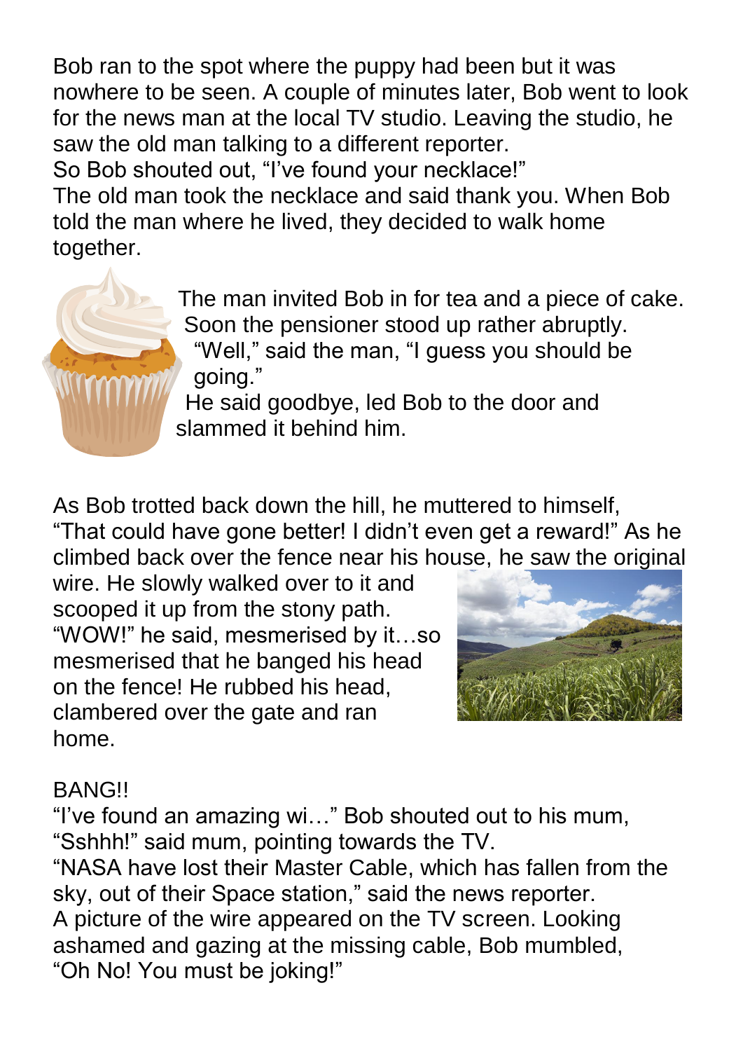Bob ran to the spot where the puppy had been but it was nowhere to be seen. A couple of minutes later, Bob went to look for the news man at the local TV studio. Leaving the studio, he saw the old man talking to a different reporter.
So Bob shouted out, "I've found your necklace!"
The old man took the necklace and said thank you. When Bob told the man where he lived, they decided to walk home together.

The man invited Bob in for tea and a piece of cake. Soon the pensioner stood up rather abruptly.
"Well," said the man, "I guess you should be going."
He said goodbye, led Bob to the door and slammed it behind him.

As Bob trotted back down the hill, he muttered to himself, "That could have gone better! I didn't even get a reward!" As he climbed back over the fence near his house, he saw the original wire. He slowly walked over to it and scooped it up from the stony path. "WOW!" he said, mesmerised by it…so mesmerised that he banged his head on the fence! He rubbed his head, clambered over the gate and ran home.

BANG!!
"I've found an amazing wi…" Bob shouted out to his mum,
"Sshhh!" said mum, pointing towards the TV.
"NASA have lost their Master Cable, which has fallen from the sky, out of their Space station," said the news reporter.
A picture of the wire appeared on the TV screen. Looking ashamed and gazing at the missing cable, Bob mumbled, "Oh No! You must be joking!"